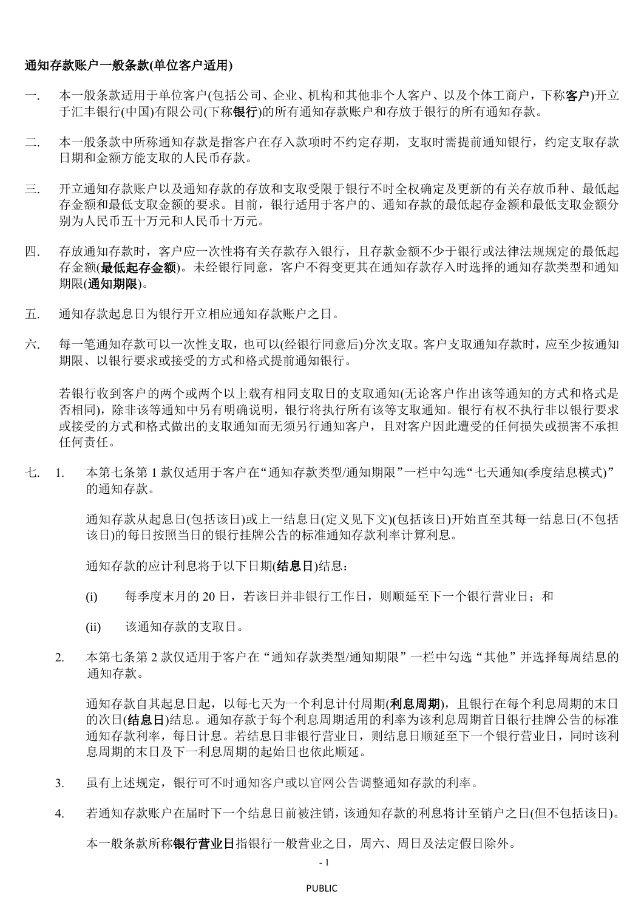**通知存款账户一般条款(单位客户适用)**

一. 本一般条款适用于单位客户(包括公司、企业、机构和其他非个人客户、以及个体工商户，下称**客户**)开立于汇丰银行(中国)有限公司(下称**银行**)的所有通知存款账户和存放于银行的所有通知存款。

二. 本一般条款中所称通知存款是指客户在存入款项时不约定存期，支取时需提前通知银行，约定支取存款日期和金额方能支取的人民币存款。

三. 开立通知存款账户以及通知存款的存放和支取受限于银行不时全权确定及更新的有关存放币种、最低起存金额和最低支取金额的要求。目前，银行适用于客户的、通知存款的最低起存金额和最低支取金额分别为人民币五十万元和人民币十万元。

四. 存放通知存款时，客户应一次性将有关存款存入银行，且存款金额不少于银行或法律法规规定的最低起存金额(**最低起存金额**)。未经银行同意，客户不得变更其在通知存款存入时选择的通知存款类型和通知期限(**通知期限**)。

五. 通知存款起息日为银行开立相应通知存款账户之日。

六. 每一笔通知存款可以一次性支取，也可以(经银行同意后)分次支取。客户支取通知存款时，应至少按通知期限、以银行要求或接受的方式和格式提前通知银行。

若银行收到客户的两个或两个以上载有相同支取日的支取通知(无论客户作出该等通知的方式和格式是否相同)，除非该等通知中另有明确说明，银行将执行所有该等支取通知。银行有权不执行非以银行要求或接受的方式和格式做出的支取通知而无须另行通知客户，且对客户因此遭受的任何损失或损害不承担任何责任。

七. 1. 本第七条第 1 款仅适用于客户在"通知存款类型/通知期限"一栏中勾选"七天通知(季度结息模式)"的通知存款。

通知存款从起息日(包括该日)或上一结息日(定义见下文)(包括该日)开始直至其每一结息日(不包括该日)的每日按照当日的银行挂牌公告的标准通知存款利率计算利息。

通知存款的应计利息将于以下日期(**结息日**)结息：

(i) 每季度末月的 20 日，若该日并非银行工作日，则顺延至下一个银行营业日；和

(ii) 该通知存款的支取日。

2. 本第七条第 2 款仅适用于客户在"通知存款类型/通知期限"一栏中勾选"其他"并选择每周结息的通知存款。

通知存款自其起息日起，以每七天为一个利息计付周期(**利息周期**)，且银行在每个利息周期的末日的次日(**结息日**)结息。通知存款于每个利息周期适用的利率为该利息周期首日银行挂牌公告的标准通知存款利率，每日计息。若结息日非银行营业日，则结息日顺延至下一个银行营业日，同时该利息周期的末日及下一利息周期的起始日也依此顺延。

3. 虽有上述规定，银行可不时通知客户或以官网公告调整通知存款的利率。

4. 若通知存款账户在届时下一个结息日前被注销，该通知存款的利息将计至销户之日(但不包括该日)。

本一般条款所称**银行营业日**指银行一般营业之日，周六、周日及法定假日除外。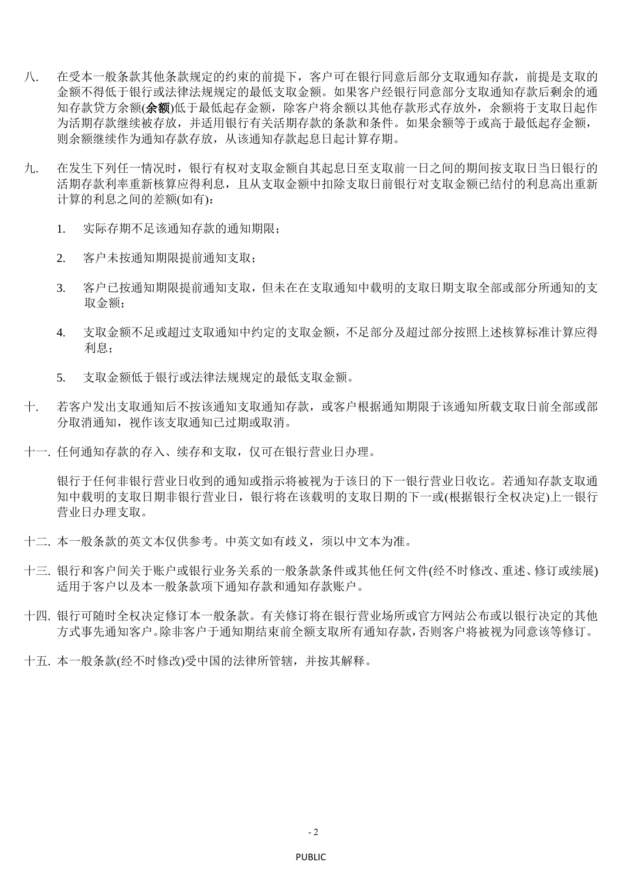八. 在受本一般条款其他条款规定的约束的前提下，客户可在银行同意后部分支取通知存款，前提是支取的金额不得低于银行或法律法规规定的最低支取金额。如果客户经银行同意部分支取通知存款后剩余的通知存款贷方余额(**余额**)低于最低起存金额，除客户将余额以其他存款形式存放外，余额将于支取日起作为活期存款继续被存放，并适用银行有关活期存款的条款和条件。如果余额等于或高于最低起存金额，则余额继续作为通知存款存放，从该通知存款起息日起计算存期。

九. 在发生下列任一情况时，银行有权对支取金额自其起息日至支取前一日之间的期间按支取日当日银行的活期存款利率重新核算应得利息，且从支取金额中扣除支取日前银行对支取金额已结付的利息高出重新计算的利息之间的差额(如有)：

1. 实际存期不足该通知存款的通知期限；
2. 客户未按通知期限提前通知支取；
3. 客户已按通知期限提前通知支取，但未在在支取通知中载明的支取日期支取全部或部分所通知的支取金额；
4. 支取金额不足或超过支取通知中约定的支取金额，不足部分及超过部分按照上述核算标准计算应得利息；
5. 支取金额低于银行或法律法规规定的最低支取金额。

十. 若客户发出支取通知后不按该通知支取通知存款，或客户根据通知期限于该通知所载支取日前全部或部分取消通知，视作该支取通知已过期或取消。

十一. 任何通知存款的存入、续存和支取，仅可在银行营业日办理。

银行于任何非银行营业日收到的通知或指示将被视为于该日的下一银行营业日收讫。若通知存款支取通知中载明的支取日期非银行营业日，银行将在该载明的支取日期的下一或(根据银行全权决定)上一银行营业日办理支取。

十二. 本一般条款的英文本仅供参考。中英文如有歧义，须以中文本为准。

十三. 银行和客户间关于账户或银行业务关系的一般条款条件或其他任何文件(经不时修改、重述、修订或续展)适用于客户以及本一般条款项下通知存款和通知存款账户。

十四. 银行可随时全权决定修订本一般条款。有关修订将在银行营业场所或官方网站公布或以银行决定的其他方式事先通知客户。除非客户于通知期结束前全额支取所有通知存款，否则客户将被视为同意该等修订。

十五. 本一般条款(经不时修改)受中国的法律所管辖，并按其解释。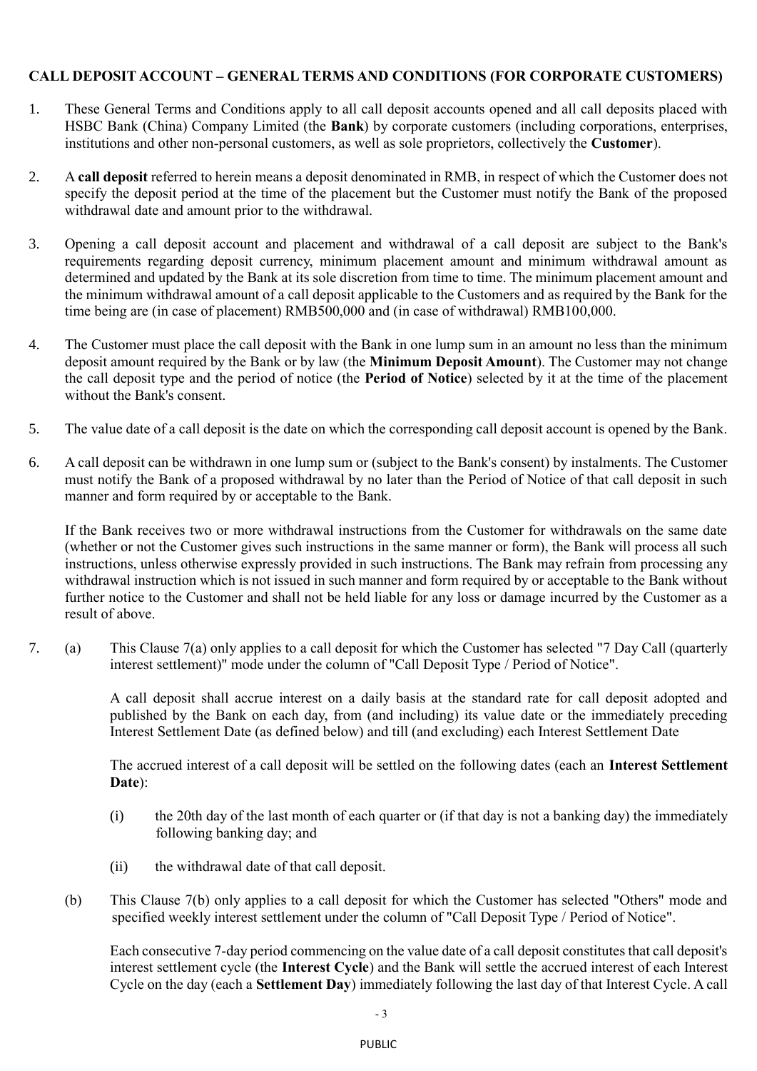**CALL DEPOSIT ACCOUNT – GENERAL TERMS AND CONDITIONS (FOR CORPORATE CUSTOMERS)**

1. These General Terms and Conditions apply to all call deposit accounts opened and all call deposits placed with HSBC Bank (China) Company Limited (the **Bank**) by corporate customers (including corporations, enterprises, institutions and other non-personal customers, as well as sole proprietors, collectively the **Customer**).

2. A **call deposit** referred to herein means a deposit denominated in RMB, in respect of which the Customer does not specify the deposit period at the time of the placement but the Customer must notify the Bank of the proposed withdrawal date and amount prior to the withdrawal.

3. Opening a call deposit account and placement and withdrawal of a call deposit are subject to the Bank's requirements regarding deposit currency, minimum placement amount and minimum withdrawal amount as determined and updated by the Bank at its sole discretion from time to time. The minimum placement amount and the minimum withdrawal amount of a call deposit applicable to the Customers and as required by the Bank for the time being are (in case of placement) RMB500,000 and (in case of withdrawal) RMB100,000.

4. The Customer must place the call deposit with the Bank in one lump sum in an amount no less than the minimum deposit amount required by the Bank or by law (the **Minimum Deposit Amount**). The Customer may not change the call deposit type and the period of notice (the **Period of Notice**) selected by it at the time of the placement without the Bank's consent.

5. The value date of a call deposit is the date on which the corresponding call deposit account is opened by the Bank.

6. A call deposit can be withdrawn in one lump sum or (subject to the Bank's consent) by instalments. The Customer must notify the Bank of a proposed withdrawal by no later than the Period of Notice of that call deposit in such manner and form required by or acceptable to the Bank.

   If the Bank receives two or more withdrawal instructions from the Customer for withdrawals on the same date (whether or not the Customer gives such instructions in the same manner or form), the Bank will process all such instructions, unless otherwise expressly provided in such instructions. The Bank may refrain from processing any withdrawal instruction which is not issued in such manner and form required by or acceptable to the Bank without further notice to the Customer and shall not be held liable for any loss or damage incurred by the Customer as a result of above.

7. (a) This Clause 7(a) only applies to a call deposit for which the Customer has selected "7 Day Call (quarterly interest settlement)" mode under the column of "Call Deposit Type / Period of Notice".

   A call deposit shall accrue interest on a daily basis at the standard rate for call deposit adopted and published by the Bank on each day, from (and including) its value date or the immediately preceding Interest Settlement Date (as defined below) and till (and excluding) each Interest Settlement Date

   The accrued interest of a call deposit will be settled on the following dates (each an **Interest Settlement Date**):

   (i) the 20th day of the last month of each quarter or (if that day is not a banking day) the immediately following banking day; and

   (ii) the withdrawal date of that call deposit.

   (b) This Clause 7(b) only applies to a call deposit for which the Customer has selected "Others" mode and specified weekly interest settlement under the column of "Call Deposit Type / Period of Notice".

   Each consecutive 7-day period commencing on the value date of a call deposit constitutes that call deposit's interest settlement cycle (the **Interest Cycle**) and the Bank will settle the accrued interest of each Interest Cycle on the day (each a **Settlement Day**) immediately following the last day of that Interest Cycle. A call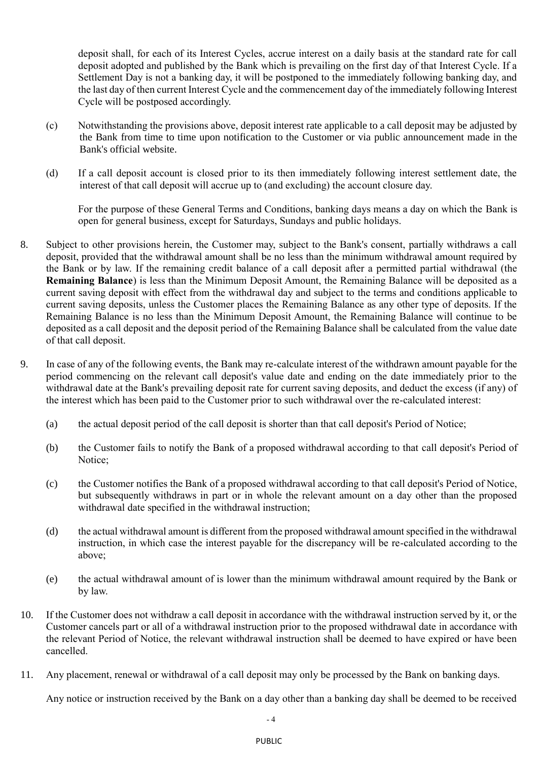deposit shall, for each of its Interest Cycles, accrue interest on a daily basis at the standard rate for call deposit adopted and published by the Bank which is prevailing on the first day of that Interest Cycle. If a Settlement Day is not a banking day, it will be postponed to the immediately following banking day, and the last day of then current Interest Cycle and the commencement day of the immediately following Interest Cycle will be postposed accordingly.

(c) Notwithstanding the provisions above, deposit interest rate applicable to a call deposit may be adjusted by the Bank from time to time upon notification to the Customer or via public announcement made in the Bank's official website.

(d) If a call deposit account is closed prior to its then immediately following interest settlement date, the interest of that call deposit will accrue up to (and excluding) the account closure day.

For the purpose of these General Terms and Conditions, banking days means a day on which the Bank is open for general business, except for Saturdays, Sundays and public holidays.

8. Subject to other provisions herein, the Customer may, subject to the Bank's consent, partially withdraws a call deposit, provided that the withdrawal amount shall be no less than the minimum withdrawal amount required by the Bank or by law. If the remaining credit balance of a call deposit after a permitted partial withdrawal (the **Remaining Balance**) is less than the Minimum Deposit Amount, the Remaining Balance will be deposited as a current saving deposit with effect from the withdrawal day and subject to the terms and conditions applicable to current saving deposits, unless the Customer places the Remaining Balance as any other type of deposits. If the Remaining Balance is no less than the Minimum Deposit Amount, the Remaining Balance will continue to be deposited as a call deposit and the deposit period of the Remaining Balance shall be calculated from the value date of that call deposit.

9. In case of any of the following events, the Bank may re-calculate interest of the withdrawn amount payable for the period commencing on the relevant call deposit's value date and ending on the date immediately prior to the withdrawal date at the Bank's prevailing deposit rate for current saving deposits, and deduct the excess (if any) of the interest which has been paid to the Customer prior to such withdrawal over the re-calculated interest:

   (a) the actual deposit period of the call deposit is shorter than that call deposit's Period of Notice;

   (b) the Customer fails to notify the Bank of a proposed withdrawal according to that call deposit's Period of Notice;

   (c) the Customer notifies the Bank of a proposed withdrawal according to that call deposit's Period of Notice, but subsequently withdraws in part or in whole the relevant amount on a day other than the proposed withdrawal date specified in the withdrawal instruction;

   (d) the actual withdrawal amount is different from the proposed withdrawal amount specified in the withdrawal instruction, in which case the interest payable for the discrepancy will be re-calculated according to the above;

   (e) the actual withdrawal amount of is lower than the minimum withdrawal amount required by the Bank or by law.

10. If the Customer does not withdraw a call deposit in accordance with the withdrawal instruction served by it, or the Customer cancels part or all of a withdrawal instruction prior to the proposed withdrawal date in accordance with the relevant Period of Notice, the relevant withdrawal instruction shall be deemed to have expired or have been cancelled.

11. Any placement, renewal or withdrawal of a call deposit may only be processed by the Bank on banking days.

    Any notice or instruction received by the Bank on a day other than a banking day shall be deemed to be received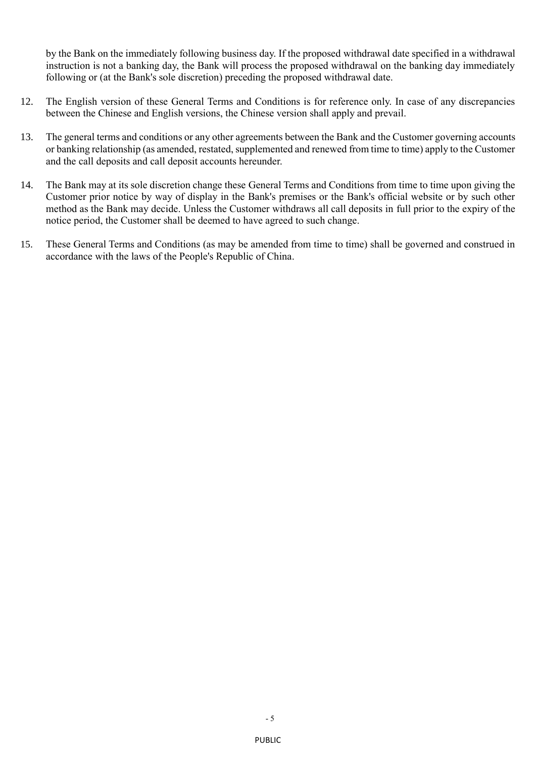by the Bank on the immediately following business day. If the proposed withdrawal date specified in a withdrawal instruction is not a banking day, the Bank will process the proposed withdrawal on the banking day immediately following or (at the Bank's sole discretion) preceding the proposed withdrawal date.

12. The English version of these General Terms and Conditions is for reference only. In case of any discrepancies between the Chinese and English versions, the Chinese version shall apply and prevail.

13. The general terms and conditions or any other agreements between the Bank and the Customer governing accounts or banking relationship (as amended, restated, supplemented and renewed from time to time) apply to the Customer and the call deposits and call deposit accounts hereunder.

14. The Bank may at its sole discretion change these General Terms and Conditions from time to time upon giving the Customer prior notice by way of display in the Bank's premises or the Bank's official website or by such other method as the Bank may decide. Unless the Customer withdraws all call deposits in full prior to the expiry of the notice period, the Customer shall be deemed to have agreed to such change.

15. These General Terms and Conditions (as may be amended from time to time) shall be governed and construed in accordance with the laws of the People's Republic of China.